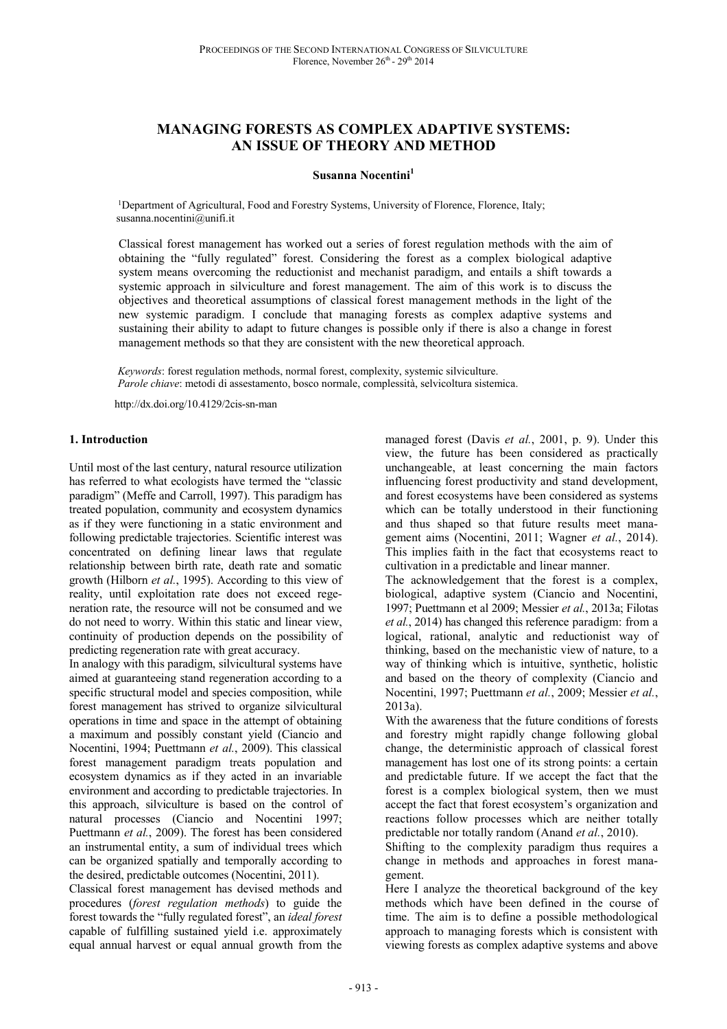# MANAGING FORESTS AS COMPLEX ADAPTIVE SYSTEMS: AN ISSUE OF THEORY AND METHOD

**Susanna Nocentini**[1]

[1]Department of Agricultural, Food and Forestry Systems, University of Florence, Florence, Italy; susanna.nocentini@unifi.it

Classical forest management has worked out a series of forest regulation methods with the aim of obtaining the "fully regulated" forest. Considering the forest as a complex biological adaptive system means overcoming the reductionist and mechanist paradigm, and entails a shift towards a systemic approach in silviculture and forest management. The aim of this work is to discuss the objectives and theoretical assumptions of classical forest management methods in the light of the new systemic paradigm. I conclude that managing forests as complex adaptive systems and sustaining their ability to adapt to future changes is possible only if there is also a change in forest management methods so that they are consistent with the new theoretical approach.

*Keywords*: forest regulation methods, normal forest, complexity, systemic silviculture.
*Parole chiave*: metodi di assestamento, bosco normale, complessità, selvicoltura sistemica.

http://dx.doi.org/10.4129/2cis-sn-man

## 1. Introduction

Until most of the last century, natural resource utilization has referred to what ecologists have termed the "classic paradigm" (Meffe and Carroll, 1997). This paradigm has treated population, community and ecosystem dynamics as if they were functioning in a static environment and following predictable trajectories. Scientific interest was concentrated on defining linear laws that regulate relationship between birth rate, death rate and somatic growth (Hilborn *et al.*, 1995). According to this view of reality, until exploitation rate does not exceed regeneration rate, the resource will not be consumed and we do not need to worry. Within this static and linear view, continuity of production depends on the possibility of predicting regeneration rate with great accuracy.

In analogy with this paradigm, silvicultural systems have aimed at guaranteeing stand regeneration according to a specific structural model and species composition, while forest management has strived to organize silvicultural operations in time and space in the attempt of obtaining a maximum and possibly constant yield (Ciancio and Nocentini, 1994; Puettmann *et al.*, 2009). This classical forest management paradigm treats population and ecosystem dynamics as if they acted in an invariable environment and according to predictable trajectories. In this approach, silviculture is based on the control of natural processes (Ciancio and Nocentini 1997; Puettmann *et al.*, 2009). The forest has been considered an instrumental entity, a sum of individual trees which can be organized spatially and temporally according to the desired, predictable outcomes (Nocentini, 2011).

Classical forest management has devised methods and procedures (*forest regulation methods*) to guide the forest towards the "fully regulated forest", an *ideal forest* capable of fulfilling sustained yield i.e. approximately equal annual harvest or equal annual growth from the managed forest (Davis *et al.*, 2001, p. 9). Under this view, the future has been considered as practically unchangeable, at least concerning the main factors influencing forest productivity and stand development, and forest ecosystems have been considered as systems which can be totally understood in their functioning and thus shaped so that future results meet management aims (Nocentini, 2011; Wagner *et al.*, 2014). This implies faith in the fact that ecosystems react to cultivation in a predictable and linear manner.

The acknowledgement that the forest is a complex, biological, adaptive system (Ciancio and Nocentini, 1997; Puettmann et al 2009; Messier *et al.*, 2013a; Filotas *et al.*, 2014) has changed this reference paradigm: from a logical, rational, analytic and reductionist way of thinking, based on the mechanistic view of nature, to a way of thinking which is intuitive, synthetic, holistic and based on the theory of complexity (Ciancio and Nocentini, 1997; Puettmann *et al.*, 2009; Messier *et al.*, 2013a).

With the awareness that the future conditions of forests and forestry might rapidly change following global change, the deterministic approach of classical forest management has lost one of its strong points: a certain and predictable future. If we accept the fact that the forest is a complex biological system, then we must accept the fact that forest ecosystem's organization and reactions follow processes which are neither totally predictable nor totally random (Anand *et al.*, 2010).

Shifting to the complexity paradigm thus requires a change in methods and approaches in forest management.

Here I analyze the theoretical background of the key methods which have been defined in the course of time. The aim is to define a possible methodological approach to managing forests which is consistent with viewing forests as complex adaptive systems and above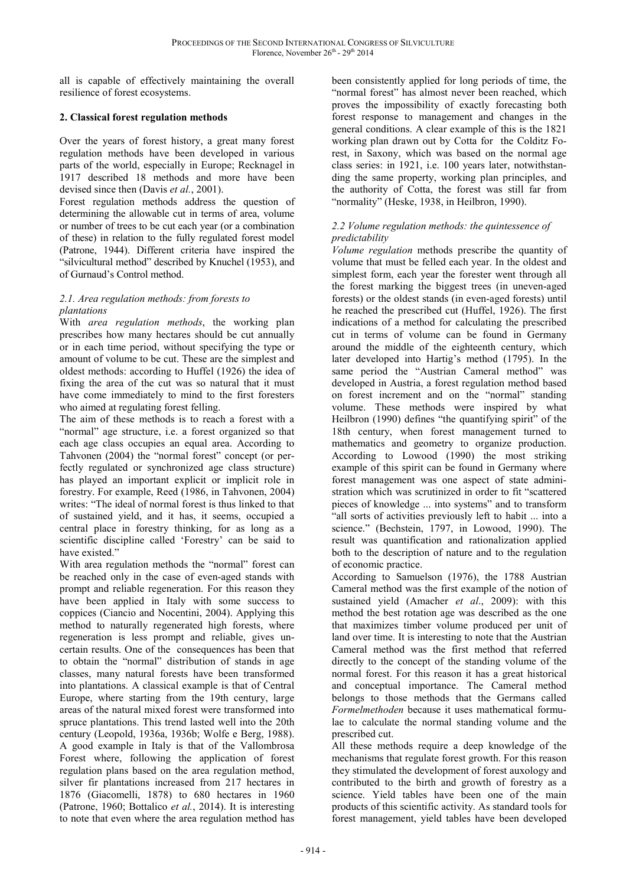all is capable of effectively maintaining the overall resilience of forest ecosystems.

## 2. Classical forest regulation methods

Over the years of forest history, a great many forest regulation methods have been developed in various parts of the world, especially in Europe; Recknagel in 1917 described 18 methods and more have been devised since then (Davis *et al.*, 2001).

Forest regulation methods address the question of determining the allowable cut in terms of area, volume or number of trees to be cut each year (or a combination of these) in relation to the fully regulated forest model (Patrone, 1944). Different criteria have inspired the "silvicultural method" described by Knuchel (1953), and of Gurnaud's Control method.

### *2.1. Area regulation methods: from forests to plantations*

With *area regulation methods*, the working plan prescribes how many hectares should be cut annually or in each time period, without specifying the type or amount of volume to be cut. These are the simplest and oldest methods: according to Huffel (1926) the idea of fixing the area of the cut was so natural that it must have come immediately to mind to the first foresters who aimed at regulating forest felling.

The aim of these methods is to reach a forest with a "normal" age structure, i.e. a forest organized so that each age class occupies an equal area. According to Tahvonen (2004) the "normal forest" concept (or perfectly regulated or synchronized age class structure) has played an important explicit or implicit role in forestry. For example, Reed (1986, in Tahvonen, 2004) writes: "The ideal of normal forest is thus linked to that of sustained yield, and it has, it seems, occupied a central place in forestry thinking, for as long as a scientific discipline called 'Forestry' can be said to have existed."

With area regulation methods the "normal" forest can be reached only in the case of even-aged stands with prompt and reliable regeneration. For this reason they have been applied in Italy with some success to coppices (Ciancio and Nocentini, 2004). Applying this method to naturally regenerated high forests, where regeneration is less prompt and reliable, gives uncertain results. One of the consequences has been that to obtain the "normal" distribution of stands in age classes, many natural forests have been transformed into plantations. A classical example is that of Central Europe, where starting from the 19th century, large areas of the natural mixed forest were transformed into spruce plantations. This trend lasted well into the 20th century (Leopold, 1936a, 1936b; Wolfe e Berg, 1988). A good example in Italy is that of the Vallombrosa Forest where, following the application of forest regulation plans based on the area regulation method, silver fir plantations increased from 217 hectares in 1876 (Giacomelli, 1878) to 680 hectares in 1960 (Patrone, 1960; Bottalico *et al.*, 2014). It is interesting to note that even where the area regulation method has been consistently applied for long periods of time, the "normal forest" has almost never been reached, which proves the impossibility of exactly forecasting both forest response to management and changes in the general conditions. A clear example of this is the 1821 working plan drawn out by Cotta for the Colditz Forest, in Saxony, which was based on the normal age class series: in 1921, i.e. 100 years later, notwithstanding the same property, working plan principles, and the authority of Cotta, the forest was still far from "normality" (Heske, 1938, in Heilbron, 1990).

### *2.2 Volume regulation methods: the quintessence of predictability*

*Volume regulation* methods prescribe the quantity of volume that must be felled each year. In the oldest and simplest form, each year the forester went through all the forest marking the biggest trees (in uneven-aged forests) or the oldest stands (in even-aged forests) until he reached the prescribed cut (Huffel, 1926). The first indications of a method for calculating the prescribed cut in terms of volume can be found in Germany around the middle of the eighteenth century, which later developed into Hartig's method (1795). In the same period the "Austrian Cameral method" was developed in Austria, a forest regulation method based on forest increment and on the "normal" standing volume. These methods were inspired by what Heilbron (1990) defines "the quantifying spirit" of the 18th century, when forest management turned to mathematics and geometry to organize production. According to Lowood (1990) the most striking example of this spirit can be found in Germany where forest management was one aspect of state administration which was scrutinized in order to fit "scattered pieces of knowledge ... into systems" and to transform "all sorts of activities previously left to habit ... into a science." (Bechstein, 1797, in Lowood, 1990). The result was quantification and rationalization applied both to the description of nature and to the regulation of economic practice.

According to Samuelson (1976), the 1788 Austrian Cameral method was the first example of the notion of sustained yield (Amacher *et al*., 2009): with this method the best rotation age was described as the one that maximizes timber volume produced per unit of land over time. It is interesting to note that the Austrian Cameral method was the first method that referred directly to the concept of the standing volume of the normal forest. For this reason it has a great historical and conceptual importance. The Cameral method belongs to those methods that the Germans called *Formelmethoden* because it uses mathematical formulae to calculate the normal standing volume and the prescribed cut.

All these methods require a deep knowledge of the mechanisms that regulate forest growth. For this reason they stimulated the development of forest auxology and contributed to the birth and growth of forestry as a science. Yield tables have been one of the main products of this scientific activity. As standard tools for forest management, yield tables have been developed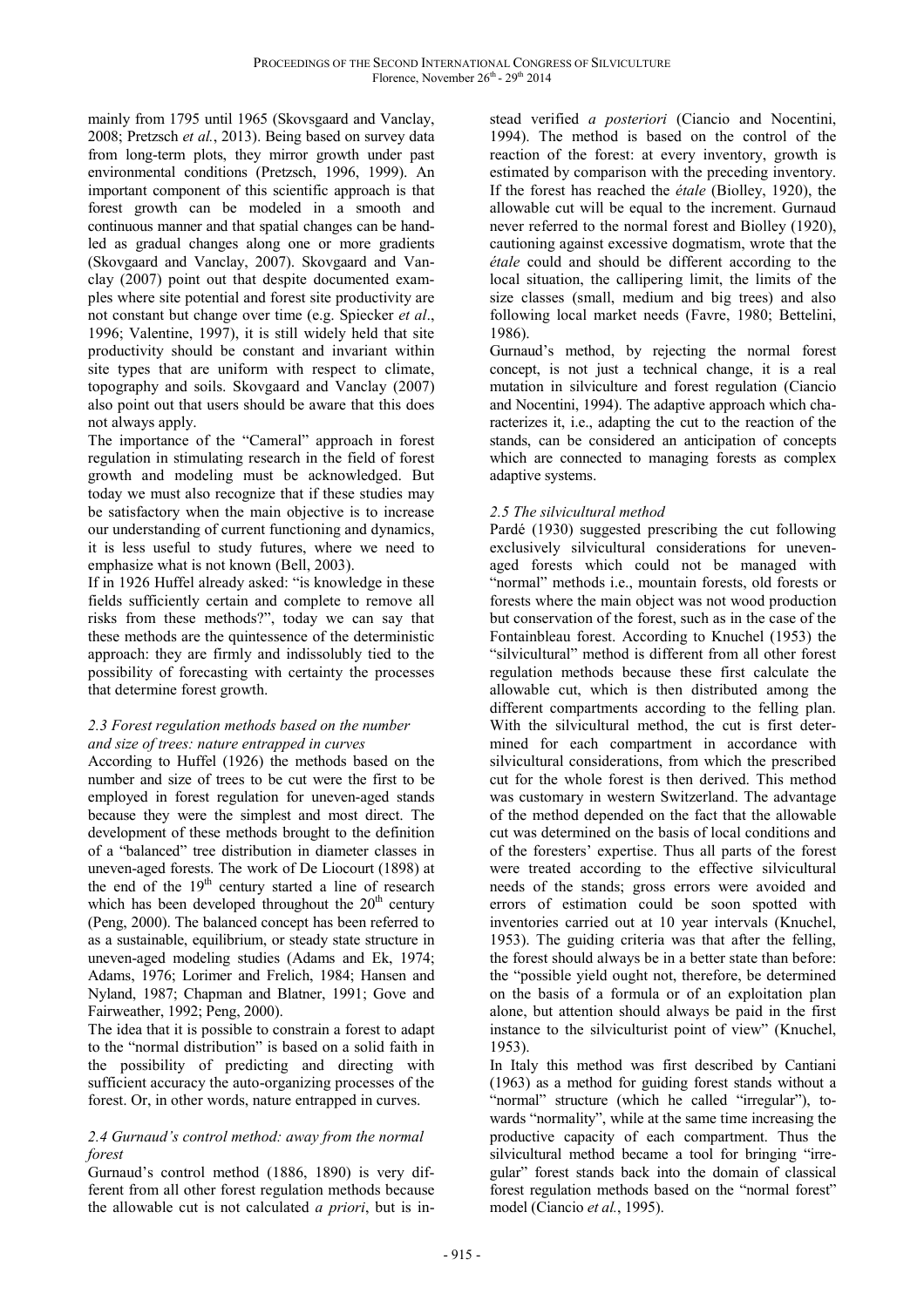mainly from 1795 until 1965 (Skovsgaard and Vanclay, 2008; Pretzsch *et al.*, 2013). Being based on survey data from long-term plots, they mirror growth under past environmental conditions (Pretzsch, 1996, 1999). An important component of this scientific approach is that forest growth can be modeled in a smooth and continuous manner and that spatial changes can be handled as gradual changes along one or more gradients (Skovgaard and Vanclay, 2007). Skovgaard and Vanclay (2007) point out that despite documented examples where site potential and forest site productivity are not constant but change over time (e.g. Spiecker *et al*., 1996; Valentine, 1997), it is still widely held that site productivity should be constant and invariant within site types that are uniform with respect to climate, topography and soils. Skovgaard and Vanclay (2007) also point out that users should be aware that this does not always apply.

The importance of the "Cameral" approach in forest regulation in stimulating research in the field of forest growth and modeling must be acknowledged. But today we must also recognize that if these studies may be satisfactory when the main objective is to increase our understanding of current functioning and dynamics, it is less useful to study futures, where we need to emphasize what is not known (Bell, 2003).

If in 1926 Huffel already asked: "is knowledge in these fields sufficiently certain and complete to remove all risks from these methods?", today we can say that these methods are the quintessence of the deterministic approach: they are firmly and indissolubly tied to the possibility of forecasting with certainty the processes that determine forest growth.

### *2.3 Forest regulation methods based on the number and size of trees: nature entrapped in curves*

According to Huffel (1926) the methods based on the number and size of trees to be cut were the first to be employed in forest regulation for uneven-aged stands because they were the simplest and most direct. The development of these methods brought to the definition of a "balanced" tree distribution in diameter classes in uneven-aged forests. The work of De Liocourt (1898) at the end of the 19th century started a line of research which has been developed throughout the 20th century (Peng, 2000). The balanced concept has been referred to as a sustainable, equilibrium, or steady state structure in uneven-aged modeling studies (Adams and Ek, 1974; Adams, 1976; Lorimer and Frelich, 1984; Hansen and Nyland, 1987; Chapman and Blatner, 1991; Gove and Fairweather, 1992; Peng, 2000).

The idea that it is possible to constrain a forest to adapt to the "normal distribution" is based on a solid faith in the possibility of predicting and directing with sufficient accuracy the auto-organizing processes of the forest. Or, in other words, nature entrapped in curves.

### *2.4 Gurnaud's control method: away from the normal forest*

Gurnaud's control method (1886, 1890) is very different from all other forest regulation methods because the allowable cut is not calculated *a priori*, but is instead verified *a posteriori* (Ciancio and Nocentini, 1994). The method is based on the control of the reaction of the forest: at every inventory, growth is estimated by comparison with the preceding inventory. If the forest has reached the *étale* (Biolley, 1920), the allowable cut will be equal to the increment. Gurnaud never referred to the normal forest and Biolley (1920), cautioning against excessive dogmatism, wrote that the *étale* could and should be different according to the local situation, the callipering limit, the limits of the size classes (small, medium and big trees) and also following local market needs (Favre, 1980; Bettelini, 1986).

Gurnaud's method, by rejecting the normal forest concept, is not just a technical change, it is a real mutation in silviculture and forest regulation (Ciancio and Nocentini, 1994). The adaptive approach which characterizes it, i.e., adapting the cut to the reaction of the stands, can be considered an anticipation of concepts which are connected to managing forests as complex adaptive systems.

### *2.5 The silvicultural method*

Pardé (1930) suggested prescribing the cut following exclusively silvicultural considerations for uneven-aged forests which could not be managed with "normal" methods i.e., mountain forests, old forests or forests where the main object was not wood production but conservation of the forest, such as in the case of the Fontainbleau forest. According to Knuchel (1953) the "silvicultural" method is different from all other forest regulation methods because these first calculate the allowable cut, which is then distributed among the different compartments according to the felling plan. With the silvicultural method, the cut is first determined for each compartment in accordance with silvicultural considerations, from which the prescribed cut for the whole forest is then derived. This method was customary in western Switzerland. The advantage of the method depended on the fact that the allowable cut was determined on the basis of local conditions and of the foresters' expertise. Thus all parts of the forest were treated according to the effective silvicultural needs of the stands; gross errors were avoided and errors of estimation could be soon spotted with inventories carried out at 10 year intervals (Knuchel, 1953). The guiding criteria was that after the felling, the forest should always be in a better state than before: the "possible yield ought not, therefore, be determined on the basis of a formula or of an exploitation plan alone, but attention should always be paid in the first instance to the silviculturist point of view" (Knuchel, 1953).

In Italy this method was first described by Cantiani (1963) as a method for guiding forest stands without a "normal" structure (which he called "irregular"), towards "normality", while at the same time increasing the productive capacity of each compartment. Thus the silvicultural method became a tool for bringing "irregular" forest stands back into the domain of classical forest regulation methods based on the "normal forest" model (Ciancio *et al.*, 1995).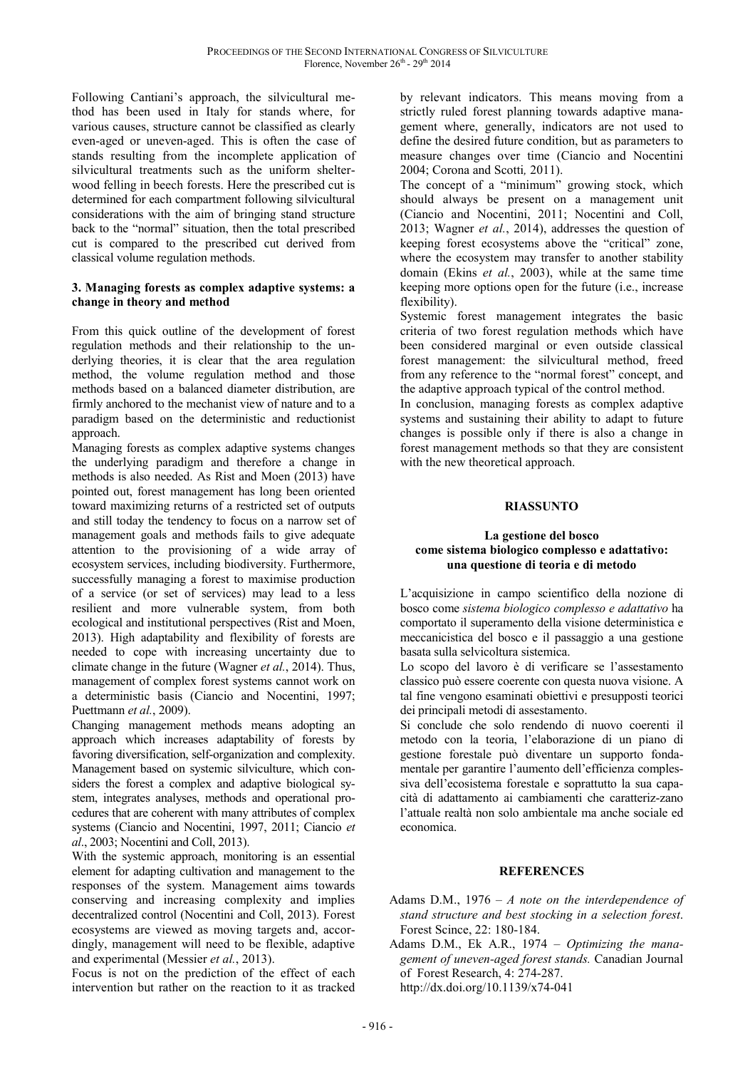Following Cantiani's approach, the silvicultural method has been used in Italy for stands where, for various causes, structure cannot be classified as clearly even-aged or uneven-aged. This is often the case of stands resulting from the incomplete application of silvicultural treatments such as the uniform shelterwood felling in beech forests. Here the prescribed cut is determined for each compartment following silvicultural considerations with the aim of bringing stand structure back to the "normal" situation, then the total prescribed cut is compared to the prescribed cut derived from classical volume regulation methods.

### 3. Managing forests as complex adaptive systems: a change in theory and method

From this quick outline of the development of forest regulation methods and their relationship to the underlying theories, it is clear that the area regulation method, the volume regulation method and those methods based on a balanced diameter distribution, are firmly anchored to the mechanist view of nature and to a paradigm based on the deterministic and reductionist approach.

Managing forests as complex adaptive systems changes the underlying paradigm and therefore a change in methods is also needed. As Rist and Moen (2013) have pointed out, forest management has long been oriented toward maximizing returns of a restricted set of outputs and still today the tendency to focus on a narrow set of management goals and methods fails to give adequate attention to the provisioning of a wide array of ecosystem services, including biodiversity. Furthermore, successfully managing a forest to maximise production of a service (or set of services) may lead to a less resilient and more vulnerable system, from both ecological and institutional perspectives (Rist and Moen, 2013). High adaptability and flexibility of forests are needed to cope with increasing uncertainty due to climate change in the future (Wagner *et al.*, 2014). Thus, management of complex forest systems cannot work on a deterministic basis (Ciancio and Nocentini, 1997; Puettmann *et al.*, 2009).

Changing management methods means adopting an approach which increases adaptability of forests by favoring diversification, self-organization and complexity. Management based on systemic silviculture, which considers the forest a complex and adaptive biological system, integrates analyses, methods and operational procedures that are coherent with many attributes of complex systems (Ciancio and Nocentini, 1997, 2011; Ciancio *et al*., 2003; Nocentini and Coll, 2013).

With the systemic approach, monitoring is an essential element for adapting cultivation and management to the responses of the system. Management aims towards conserving and increasing complexity and implies decentralized control (Nocentini and Coll, 2013). Forest ecosystems are viewed as moving targets and, accordingly, management will need to be flexible, adaptive and experimental (Messier *et al.*, 2013).

Focus is not on the prediction of the effect of each intervention but rather on the reaction to it as tracked by relevant indicators. This means moving from a strictly ruled forest planning towards adaptive management where, generally, indicators are not used to define the desired future condition, but as parameters to measure changes over time (Ciancio and Nocentini 2004; Corona and Scotti*,* 2011).

The concept of a "minimum" growing stock, which should always be present on a management unit (Ciancio and Nocentini, 2011; Nocentini and Coll, 2013; Wagner *et al.*, 2014), addresses the question of keeping forest ecosystems above the "critical" zone, where the ecosystem may transfer to another stability domain (Ekins *et al.*, 2003), while at the same time keeping more options open for the future (i.e., increase flexibility).

Systemic forest management integrates the basic criteria of two forest regulation methods which have been considered marginal or even outside classical forest management: the silvicultural method, freed from any reference to the "normal forest" concept, and the adaptive approach typical of the control method.

In conclusion, managing forests as complex adaptive systems and sustaining their ability to adapt to future changes is possible only if there is also a change in forest management methods so that they are consistent with the new theoretical approach.

## RIASSUNTO

**La gestione del bosco come sistema biologico complesso e adattativo: una questione di teoria e di metodo**

L'acquisizione in campo scientifico della nozione di bosco come *sistema biologico complesso e adattativo* ha comportato il superamento della visione deterministica e meccanicistica del bosco e il passaggio a una gestione basata sulla selvicoltura sistemica.

Lo scopo del lavoro è di verificare se l'assestamento classico può essere coerente con questa nuova visione. A tal fine vengono esaminati obiettivi e presupposti teorici dei principali metodi di assestamento.

Si conclude che solo rendendo di nuovo coerenti il metodo con la teoria, l'elaborazione di un piano di gestione forestale può diventare un supporto fondamentale per garantire l'aumento dell'efficienza complessiva dell'ecosistema forestale e soprattutto la sua capacità di adattamento ai cambiamenti che caratterizzano l'attuale realtà non solo ambientale ma anche sociale ed economica.

## REFERENCES

Adams D.M., 1976 – *A note on the interdependence of stand structure and best stocking in a selection forest*. Forest Scince, 22: 180-184.

Adams D.M., Ek A.R., 1974 – *Optimizing the management of uneven-aged forest stands.* Canadian Journal of Forest Research, 4: 274-287. http://dx.doi.org/10.1139/x74-041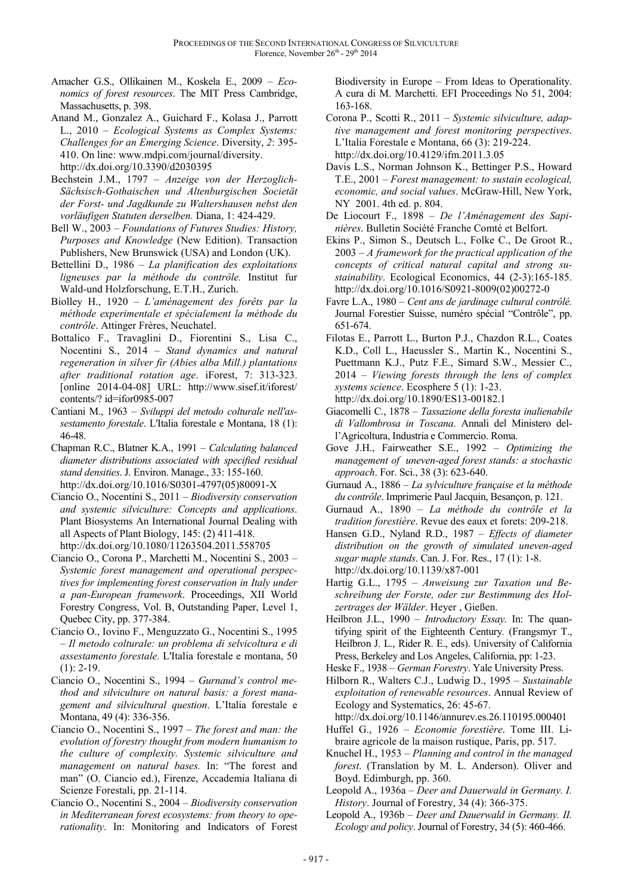Amacher G.S., Ollikainen M., Koskela E., 2009 – *Economics of forest resources*. The MIT Press Cambridge, Massachusetts, p. 398.

Anand M., Gonzalez A., Guichard F., Kolasa J., Parrott L., 2010 – *Ecological Systems as Complex Systems: Challenges for an Emerging Science*. Diversity, *2*: 395-410. On line: www.mdpi.com/journal/diversity. http://dx.doi.org/10.3390/d2030395

Bechstein J.M., 1797 – *Anzeige von der Herzoglich-Sächsisch-Gothaischen und Altenburgischen Societät der Forst- und Jagdkunde zu Waltershausen nebst den vorläufigen Statuten derselben.* Diana, 1: 424-429.

Bell W., 2003 – *Foundations of Futures Studies: History, Purposes and Knowledge* (New Edition). Transaction Publishers, New Brunswick (USA) and London (UK).

Bettellini D., 1986 – *La planification des exploitations ligneuses par la méthode du contrôle.* Institut fur Wald-und Holzforschung, E.T.H., Zurich.

Biolley H., 1920 – *L'aménagement des forêts par la méthode experimentale et spécialement la méthode du contrôle*. Attinger Frères, Neuchatel.

Bottalico F., Travaglini D., Fiorentini S., Lisa C., Nocentini S., 2014 – *Stand dynamics and natural regeneration in silver fir (Abies alba Mill.) plantations after traditional rotation age*. iForest, 7: 313-323. [online 2014-04-08] URL: http://www.sisef.it/iforest/contents/? id=ifor0985-007

Cantiani M., 1963 – *Sviluppi del metodo colturale nell'assestamento forestale*. L'Italia forestale e Montana, 18 (1): 46-48.

Chapman R.C., Blatner K.A., 1991 – *Calculating balanced diameter distributions associated with specified residual stand densities*. J. Environ. Manage., 33: 155-160. http://dx.doi.org/10.1016/S0301-4797(05)80091-X

Ciancio O., Nocentini S., 2011 – *Biodiversity conservation and systemic silviculture: Concepts and applications*. Plant Biosystems An International Journal Dealing with all Aspects of Plant Biology, 145: (2) 411-418. http://dx.doi.org/10.1080/11263504.2011.558705

Ciancio O., Corona P., Marchetti M., Nocentini S., 2003 – *Systemic forest management and operational perspectives for implementing forest conservation in Italy under a pan-European framework*. Proceedings, XII World Forestry Congress, Vol. B, Outstanding Paper, Level 1, Quebec City, pp. 377-384.

Ciancio O., Iovino F., Menguzzato G., Nocentini S., 1995 – *Il metodo colturale: un problema di selvicoltura e di assestamento forestale.* L'Italia forestale e montana, 50 (1): 2-19.

Ciancio O., Nocentini S., 1994 – *Gurnaud's control method and silviculture on natural basis: a forest management and silvicultural question*. L'Italia forestale e Montana, 49 (4): 336-356.

Ciancio O., Nocentini S., 1997 – *The forest and man: the evolution of forestry thought from modern humanism to the culture of complexity. Systemic silviculture and management on natural bases.* In: "The forest and man" (O. Ciancio ed.), Firenze, Accademia Italiana di Scienze Forestali, pp. 21-114.

Ciancio O., Nocentini S., 2004 – *Biodiversity conservation in Mediterranean forest ecosystems: from theory to operationality*. In: Monitoring and Indicators of Forest Biodiversity in Europe – From Ideas to Operationality. A cura di M. Marchetti. EFI Proceedings No 51, 2004: 163-168.

Corona P., Scotti R., 2011 – *Systemic silviculture, adaptive management and forest monitoring perspectives*. L'Italia Forestale e Montana, 66 (3): 219-224. http://dx.doi.org/10.4129/ifm.2011.3.05

Davis L.S., Norman Johnson K., Bettinger P.S., Howard T.E., 2001 – *Forest management: to sustain ecological, economic, and social values*. McGraw-Hill, New York, NY 2001. 4th ed. p. 804.

De Liocourt F., 1898 – *De l'Aménagement des Sapinières*. Bulletin Société Franche Comté et Belfort.

Ekins P., Simon S., Deutsch L., Folke C., De Groot R., 2003 – *A framework for the practical application of the concepts of critical natural capital and strong sustainability*. Ecological Economics, 44 (2-3):165-185. http://dx.doi.org/10.1016/S0921-8009(02)00272-0

Favre L.A., 1980 – *Cent ans de jardinage cultural contrôlé.* Journal Forestier Suisse, numéro spécial "Contrôle", pp. 651-674.

Filotas E., Parrott L., Burton P.J., Chazdon R.L., Coates K.D., Coll L., Haeussler S., Martin K., Nocentini S., Puettmann K.J., Putz F.E., Simard S.W., Messier C., 2014 – *Viewing forests through the lens of complex systems science*. Ecosphere 5 (1): 1-23. http://dx.doi.org/10.1890/ES13-00182.1

Giacomelli C., 1878 – *Tassazione della foresta inalienabile di Vallombrosa in Toscana*. Annali del Ministero dell'Agricoltura, Industria e Commercio. Roma.

Gove J.H., Fairweather S.E., 1992 – *Optimizing the management of uneven-aged forest stands: a stochastic approach*. For. Sci., 38 (3): 623-640.

Gurnaud A., 1886 – *La sylviculture française et la méthode du contrôle*. Imprimerie Paul Jacquin, Besançon, p. 121.

Gurnaud A., 1890 – *La méthode du contrôle et la tradition forestière*. Revue des eaux et forets: 209-218.

Hansen G.D., Nyland R.D., 1987 – *Effects of diameter distribution on the growth of simulated uneven-aged sugar maple stands*. Can. J. For. Res., 17 (1): 1-8. http://dx.doi.org/10.1139/x87-001

Hartig G.L., 1795 – *Anweisung zur Taxation und Beschreibung der Forste, oder zur Bestimmung des Holzertrages der Wälder*. Heyer , Gießen.

Heilbron J.L., 1990 – *Introductory Essay.* In: The quantifying spirit of the Eighteenth Century*.* (Frangsmyr T., Heilbron J. L., Rider R. E., eds). University of California Press, Berkeley and Los Angeles, California, pp: 1-23.

Heske F., 1938 – *German Forestry*. Yale University Press.

Hilborn R., Walters C.J., Ludwig D., 1995 – *Sustainable exploitation of renewable resources*. Annual Review of Ecology and Systematics, 26: 45-67. http://dx.doi.org/10.1146/annurev.es.26.110195.000401

Huffel G., 1926 – *Economie forestière*. Tome III. Libraire agricole de la maison rustique, Paris, pp. 517.

Knuchel H., 1953 – *Planning and control in the managed forest*. (Translation by M. L. Anderson). Oliver and Boyd. Edimburgh, pp. 360.

Leopold A., 1936a – *Deer and Dauerwald in Germany. I. History*. Journal of Forestry, 34 (4): 366-375.

Leopold A., 1936b – *Deer and Dauerwald in Germany. II. Ecology and policy*. Journal of Forestry, 34 (5): 460-466.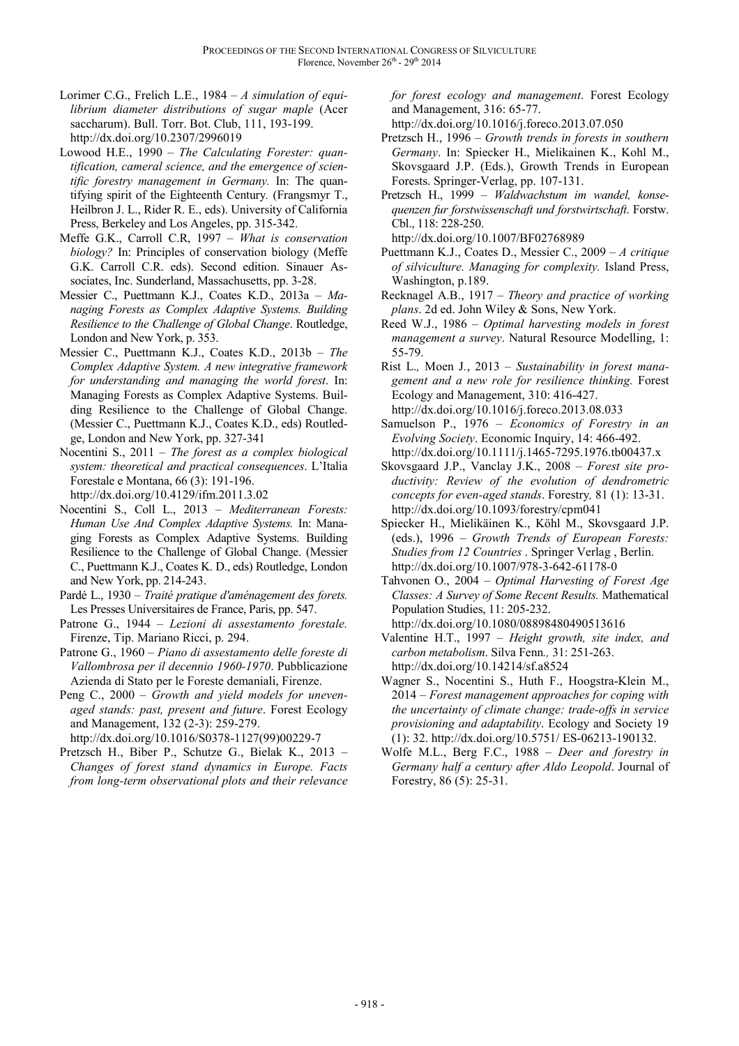Lorimer C.G., Frelich L.E., 1984 – *A simulation of equilibrium diameter distributions of sugar maple* (Acer saccharum). Bull. Torr. Bot. Club, 111, 193-199. http://dx.doi.org/10.2307/2996019

Lowood H.E., 1990 – *The Calculating Forester: quantification, cameral science, and the emergence of scientific forestry management in Germany.* In: The quantifying spirit of the Eighteenth Century. (Frangsmyr T., Heilbron J. L., Rider R. E., eds). University of California Press, Berkeley and Los Angeles, pp. 315-342.

Meffe G.K., Carroll C.R, 1997 – *What is conservation biology?* In: Principles of conservation biology (Meffe G.K. Carroll C.R. eds). Second edition. Sinauer Associates, Inc. Sunderland, Massachusetts, pp. 3-28.

Messier C., Puettmann K.J., Coates K.D., 2013a – *Managing Forests as Complex Adaptive Systems. Building Resilience to the Challenge of Global Change*. Routledge, London and New York, p. 353.

Messier C., Puettmann K.J., Coates K.D., 2013b – *The Complex Adaptive System. A new integrative framework for understanding and managing the world forest*. In: Managing Forests as Complex Adaptive Systems. Building Resilience to the Challenge of Global Change. (Messier C., Puettmann K.J., Coates K.D., eds) Routledge, London and New York, pp. 327-341

Nocentini S., 2011 – *The forest as a complex biological system: theoretical and practical consequences*. L'Italia Forestale e Montana, 66 (3): 191-196. http://dx.doi.org/10.4129/ifm.2011.3.02

Nocentini S., Coll L., 2013 – *Mediterranean Forests: Human Use And Complex Adaptive Systems.* In: Managing Forests as Complex Adaptive Systems. Building Resilience to the Challenge of Global Change. (Messier C., Puettmann K.J., Coates K. D., eds) Routledge, London and New York, pp. 214-243.

Pardé L., 1930 – *Traité pratique d'aménagement des forets.* Les Presses Universitaires de France, Paris, pp. 547.

Patrone G., 1944 – *Lezioni di assestamento forestale.* Firenze, Tip. Mariano Ricci, p. 294.

Patrone G., 1960 – *Piano di assestamento delle foreste di Vallombrosa per il decennio 1960-1970*. Pubblicazione Azienda di Stato per le Foreste demaniali, Firenze.

Peng C., 2000 – *Growth and yield models for uneven-aged stands: past, present and future*. Forest Ecology and Management, 132 (2-3): 259-279. http://dx.doi.org/10.1016/S0378-1127(99)00229-7

Pretzsch H., Biber P., Schutze G., Bielak K., 2013 – *Changes of forest stand dynamics in Europe. Facts from long-term observational plots and their relevance for forest ecology and management*. Forest Ecology and Management, 316: 65-77. http://dx.doi.org/10.1016/j.foreco.2013.07.050

Pretzsch H., 1996 – *Growth trends in forests in southern Germany*. In: Spiecker H., Mielikainen K., Kohl M., Skovsgaard J.P. (Eds.), Growth Trends in European Forests. Springer-Verlag, pp. 107-131.

Pretzsch H., 1999 – *Waldwachstum im wandel, konsequenzen fur forstwissenschaft und forstwirtschaft*. Forstw. Cbl., 118: 228-250. http://dx.doi.org/10.1007/BF02768989

Puettmann K.J., Coates D., Messier C., 2009 – *A critique of silviculture. Managing for complexity.* Island Press, Washington, p.189.

Recknagel A.B., 1917 – *Theory and practice of working plans*. 2d ed. John Wiley & Sons, New York.

Reed W.J., 1986 – *Optimal harvesting models in forest management a survey*. Natural Resource Modelling, 1: 55-79.

Rist L., Moen J., 2013 – *Sustainability in forest management and a new role for resilience thinking.* Forest Ecology and Management, 310: 416-427. http://dx.doi.org/10.1016/j.foreco.2013.08.033

Samuelson P., 1976 – *Economics of Forestry in an Evolving Society*. Economic Inquiry, 14: 466-492. http://dx.doi.org/10.1111/j.1465-7295.1976.tb00437.x

Skovsgaard J.P., Vanclay J.K., 2008 – *Forest site productivity: Review of the evolution of dendrometric concepts for even-aged stands*. Forestry*,* 81 (1): 13-31. http://dx.doi.org/10.1093/forestry/cpm041

Spiecker H., Mielikäinen K., Köhl M., Skovsgaard J.P. (eds.), 1996 – *Growth Trends of European Forests: Studies from 12 Countries* . Springer Verlag , Berlin. http://dx.doi.org/10.1007/978-3-642-61178-0

Tahvonen O., 2004 – *Optimal Harvesting of Forest Age Classes: A Survey of Some Recent Results.* Mathematical Population Studies, 11: 205-232. http://dx.doi.org/10.1080/08898480490513616

Valentine H.T., 1997 – *Height growth, site index, and carbon metabolism*. Silva Fenn*.,* 31: 251-263. http://dx.doi.org/10.14214/sf.a8524

Wagner S., Nocentini S., Huth F., Hoogstra-Klein M., 2014 – *Forest management approaches for coping with the uncertainty of climate change: trade-offs in service provisioning and adaptability*. Ecology and Society 19 (1): 32. http://dx.doi.org/10.5751/ ES-06213-190132.

Wolfe M.L., Berg F.C., 1988 – *Deer and forestry in Germany half a century after Aldo Leopold*. Journal of Forestry, 86 (5): 25-31.